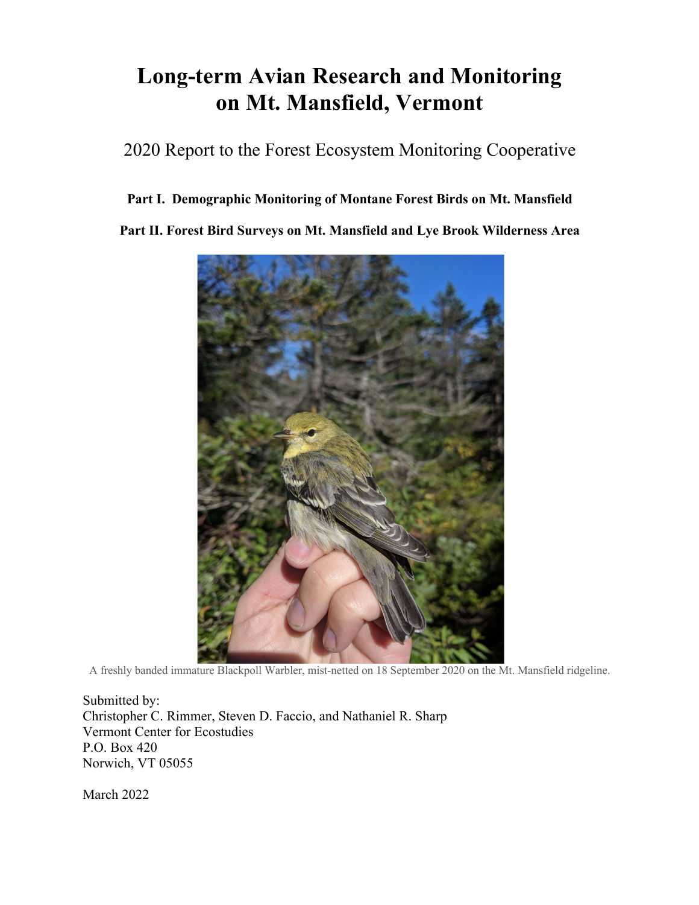# Long-term Avian Research and Monitoring on Mt. Mansfield, Vermont

2020 Report to the Forest Ecosystem Monitoring Cooperative

**Part I. Demographic Monitoring of Montane Forest Birds on Mt. Mansfield**

**Part II. Forest Bird Surveys on Mt. Mansfield and Lye Brook Wilderness Area**

A freshly banded immature Blackpoll Warbler, mist-netted on 18 September 2020 on the Mt. Mansfield ridgeline.

Submitted by:
Christopher C. Rimmer, Steven D. Faccio, and Nathaniel R. Sharp
Vermont Center for Ecostudies
P.O. Box 420
Norwich, VT 05055

March 2022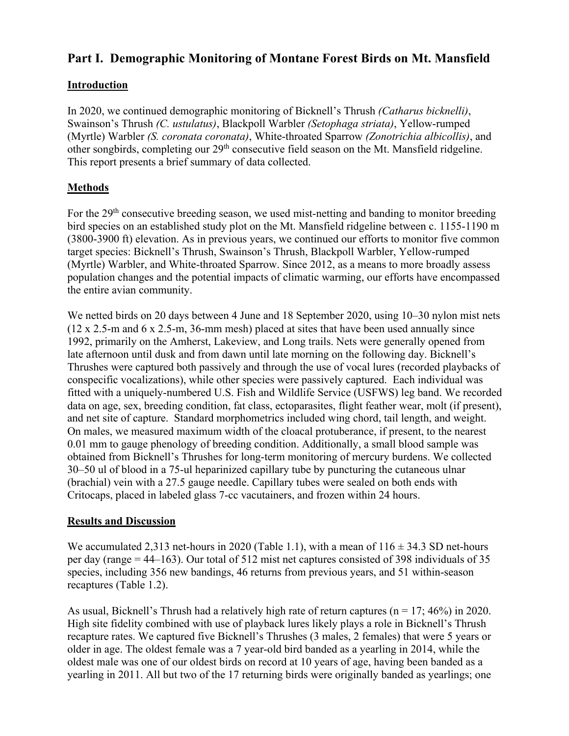# Part I. Demographic Monitoring of Montane Forest Birds on Mt. Mansfield

## Introduction

In 2020, we continued demographic monitoring of Bicknell's Thrush *(Catharus bicknelli)*, Swainson's Thrush *(C. ustulatus)*, Blackpoll Warbler *(Setophaga striata)*, Yellow-rumped (Myrtle) Warbler *(S. coronata coronata)*, White-throated Sparrow *(Zonotrichia albicollis)*, and other songbirds, completing our 29th consecutive field season on the Mt. Mansfield ridgeline. This report presents a brief summary of data collected.

## Methods

For the 29th consecutive breeding season, we used mist-netting and banding to monitor breeding bird species on an established study plot on the Mt. Mansfield ridgeline between c. 1155-1190 m (3800-3900 ft) elevation. As in previous years, we continued our efforts to monitor five common target species: Bicknell's Thrush, Swainson's Thrush, Blackpoll Warbler, Yellow-rumped (Myrtle) Warbler, and White-throated Sparrow. Since 2012, as a means to more broadly assess population changes and the potential impacts of climatic warming, our efforts have encompassed the entire avian community.

We netted birds on 20 days between 4 June and 18 September 2020, using 10–30 nylon mist nets (12 x 2.5-m and 6 x 2.5-m, 36-mm mesh) placed at sites that have been used annually since 1992, primarily on the Amherst, Lakeview, and Long trails. Nets were generally opened from late afternoon until dusk and from dawn until late morning on the following day. Bicknell's Thrushes were captured both passively and through the use of vocal lures (recorded playbacks of conspecific vocalizations), while other species were passively captured. Each individual was fitted with a uniquely-numbered U.S. Fish and Wildlife Service (USFWS) leg band. We recorded data on age, sex, breeding condition, fat class, ectoparasites, flight feather wear, molt (if present), and net site of capture. Standard morphometrics included wing chord, tail length, and weight. On males, we measured maximum width of the cloacal protuberance, if present, to the nearest 0.01 mm to gauge phenology of breeding condition. Additionally, a small blood sample was obtained from Bicknell's Thrushes for long-term monitoring of mercury burdens. We collected 30–50 ul of blood in a 75-ul heparinized capillary tube by puncturing the cutaneous ulnar (brachial) vein with a 27.5 gauge needle. Capillary tubes were sealed on both ends with Critocaps, placed in labeled glass 7-cc vacutainers, and frozen within 24 hours.

## Results and Discussion

We accumulated 2,313 net-hours in 2020 (Table 1.1), with a mean of 116 ± 34.3 SD net-hours per day (range = 44–163). Our total of 512 mist net captures consisted of 398 individuals of 35 species, including 356 new bandings, 46 returns from previous years, and 51 within-season recaptures (Table 1.2).

As usual, Bicknell's Thrush had a relatively high rate of return captures (n = 17; 46%) in 2020. High site fidelity combined with use of playback lures likely plays a role in Bicknell's Thrush recapture rates. We captured five Bicknell's Thrushes (3 males, 2 females) that were 5 years or older in age. The oldest female was a 7 year-old bird banded as a yearling in 2014, while the oldest male was one of our oldest birds on record at 10 years of age, having been banded as a yearling in 2011. All but two of the 17 returning birds were originally banded as yearlings; one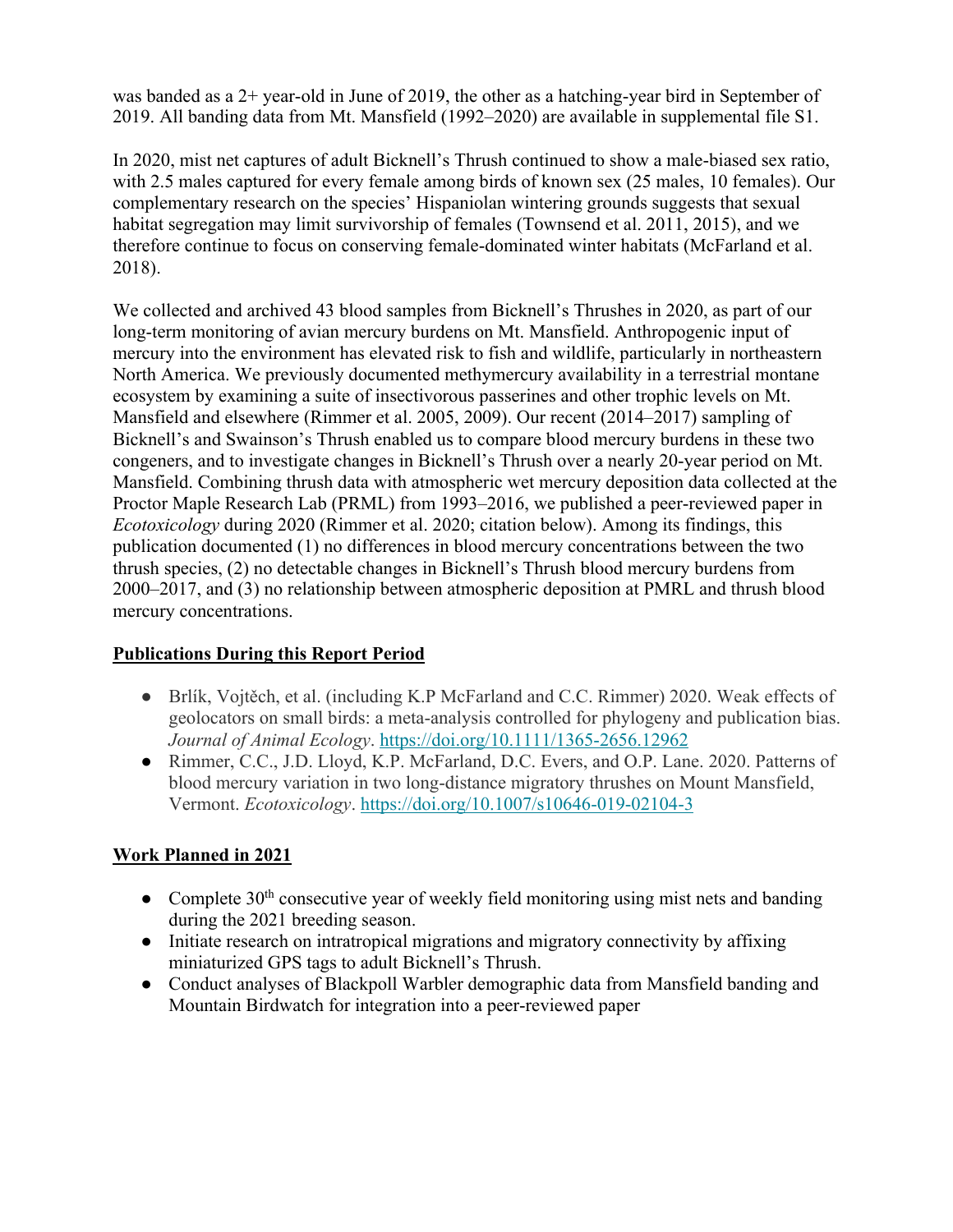was banded as a 2+ year-old in June of 2019, the other as a hatching-year bird in September of 2019. All banding data from Mt. Mansfield (1992–2020) are available in supplemental file S1.

In 2020, mist net captures of adult Bicknell's Thrush continued to show a male-biased sex ratio, with 2.5 males captured for every female among birds of known sex (25 males, 10 females). Our complementary research on the species' Hispaniolan wintering grounds suggests that sexual habitat segregation may limit survivorship of females (Townsend et al. 2011, 2015), and we therefore continue to focus on conserving female-dominated winter habitats (McFarland et al. 2018).

We collected and archived 43 blood samples from Bicknell's Thrushes in 2020, as part of our long-term monitoring of avian mercury burdens on Mt. Mansfield. Anthropogenic input of mercury into the environment has elevated risk to fish and wildlife, particularly in northeastern North America. We previously documented methymercury availability in a terrestrial montane ecosystem by examining a suite of insectivorous passerines and other trophic levels on Mt. Mansfield and elsewhere (Rimmer et al. 2005, 2009). Our recent (2014–2017) sampling of Bicknell's and Swainson's Thrush enabled us to compare blood mercury burdens in these two congeners, and to investigate changes in Bicknell's Thrush over a nearly 20-year period on Mt. Mansfield. Combining thrush data with atmospheric wet mercury deposition data collected at the Proctor Maple Research Lab (PRML) from 1993–2016, we published a peer-reviewed paper in *Ecotoxicology* during 2020 (Rimmer et al. 2020; citation below). Among its findings, this publication documented (1) no differences in blood mercury concentrations between the two thrush species, (2) no detectable changes in Bicknell's Thrush blood mercury burdens from 2000–2017, and (3) no relationship between atmospheric deposition at PMRL and thrush blood mercury concentrations.

## Publications During this Report Period

- Brlík, Vojtěch, et al. (including K.P McFarland and C.C. Rimmer) 2020. Weak effects of geolocators on small birds: a meta-analysis controlled for phylogeny and publication bias. *Journal of Animal Ecology*. https://doi.org/10.1111/1365-2656.12962
- Rimmer, C.C., J.D. Lloyd, K.P. McFarland, D.C. Evers, and O.P. Lane. 2020. Patterns of blood mercury variation in two long-distance migratory thrushes on Mount Mansfield, Vermont. *Ecotoxicology*. https://doi.org/10.1007/s10646-019-02104-3

## Work Planned in 2021

- Complete 30th consecutive year of weekly field monitoring using mist nets and banding during the 2021 breeding season.
- Initiate research on intratropical migrations and migratory connectivity by affixing miniaturized GPS tags to adult Bicknell's Thrush.
- Conduct analyses of Blackpoll Warbler demographic data from Mansfield banding and Mountain Birdwatch for integration into a peer-reviewed paper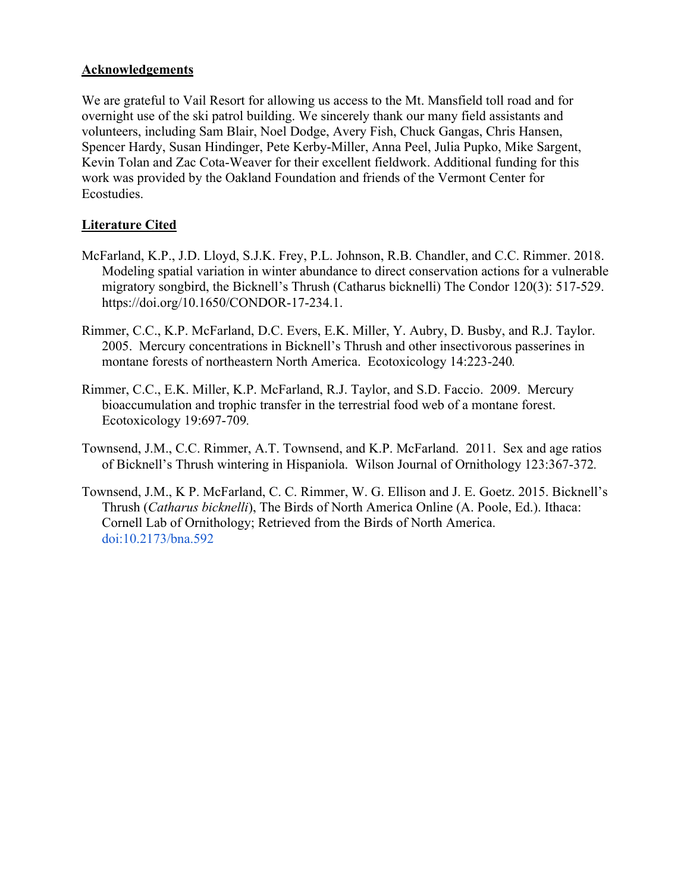## Acknowledgements

We are grateful to Vail Resort for allowing us access to the Mt. Mansfield toll road and for overnight use of the ski patrol building. We sincerely thank our many field assistants and volunteers, including Sam Blair, Noel Dodge, Avery Fish, Chuck Gangas, Chris Hansen, Spencer Hardy, Susan Hindinger, Pete Kerby-Miller, Anna Peel, Julia Pupko, Mike Sargent, Kevin Tolan and Zac Cota-Weaver for their excellent fieldwork. Additional funding for this work was provided by the Oakland Foundation and friends of the Vermont Center for Ecostudies.

## Literature Cited

McFarland, K.P., J.D. Lloyd, S.J.K. Frey, P.L. Johnson, R.B. Chandler, and C.C. Rimmer. 2018. Modeling spatial variation in winter abundance to direct conservation actions for a vulnerable migratory songbird, the Bicknell's Thrush (Catharus bicknelli) The Condor 120(3): 517-529. https://doi.org/10.1650/CONDOR-17-234.1.

Rimmer, C.C., K.P. McFarland, D.C. Evers, E.K. Miller, Y. Aubry, D. Busby, and R.J. Taylor. 2005. Mercury concentrations in Bicknell's Thrush and other insectivorous passerines in montane forests of northeastern North America. Ecotoxicology 14:223-240*.*

Rimmer, C.C., E.K. Miller, K.P. McFarland, R.J. Taylor, and S.D. Faccio. 2009. Mercury bioaccumulation and trophic transfer in the terrestrial food web of a montane forest. Ecotoxicology 19:697-709*.*

Townsend, J.M., C.C. Rimmer, A.T. Townsend, and K.P. McFarland. 2011. Sex and age ratios of Bicknell's Thrush wintering in Hispaniola. Wilson Journal of Ornithology 123:367-372*.*

Townsend, J.M., K P. McFarland, C. C. Rimmer, W. G. Ellison and J. E. Goetz. 2015. Bicknell's Thrush (*Catharus bicknelli*), The Birds of North America Online (A. Poole, Ed.). Ithaca: Cornell Lab of Ornithology; Retrieved from the Birds of North America. doi:10.2173/bna.592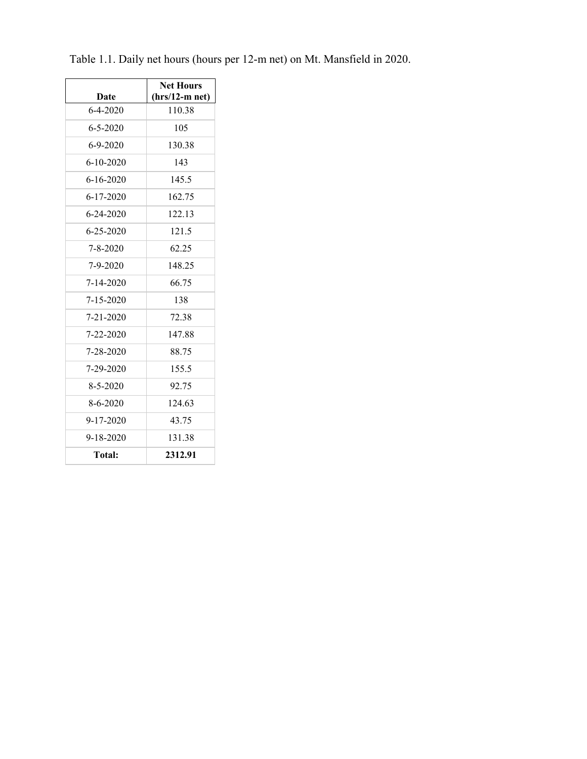Table 1.1. Daily net hours (hours per 12-m net) on Mt. Mansfield in 2020.

| Date | Net Hours (hrs/12-m net) |
|---|---|
| 6-4-2020 | 110.38 |
| 6-5-2020 | 105 |
| 6-9-2020 | 130.38 |
| 6-10-2020 | 143 |
| 6-16-2020 | 145.5 |
| 6-17-2020 | 162.75 |
| 6-24-2020 | 122.13 |
| 6-25-2020 | 121.5 |
| 7-8-2020 | 62.25 |
| 7-9-2020 | 148.25 |
| 7-14-2020 | 66.75 |
| 7-15-2020 | 138 |
| 7-21-2020 | 72.38 |
| 7-22-2020 | 147.88 |
| 7-28-2020 | 88.75 |
| 7-29-2020 | 155.5 |
| 8-5-2020 | 92.75 |
| 8-6-2020 | 124.63 |
| 9-17-2020 | 43.75 |
| 9-18-2020 | 131.38 |
| **Total:** | **2312.91** |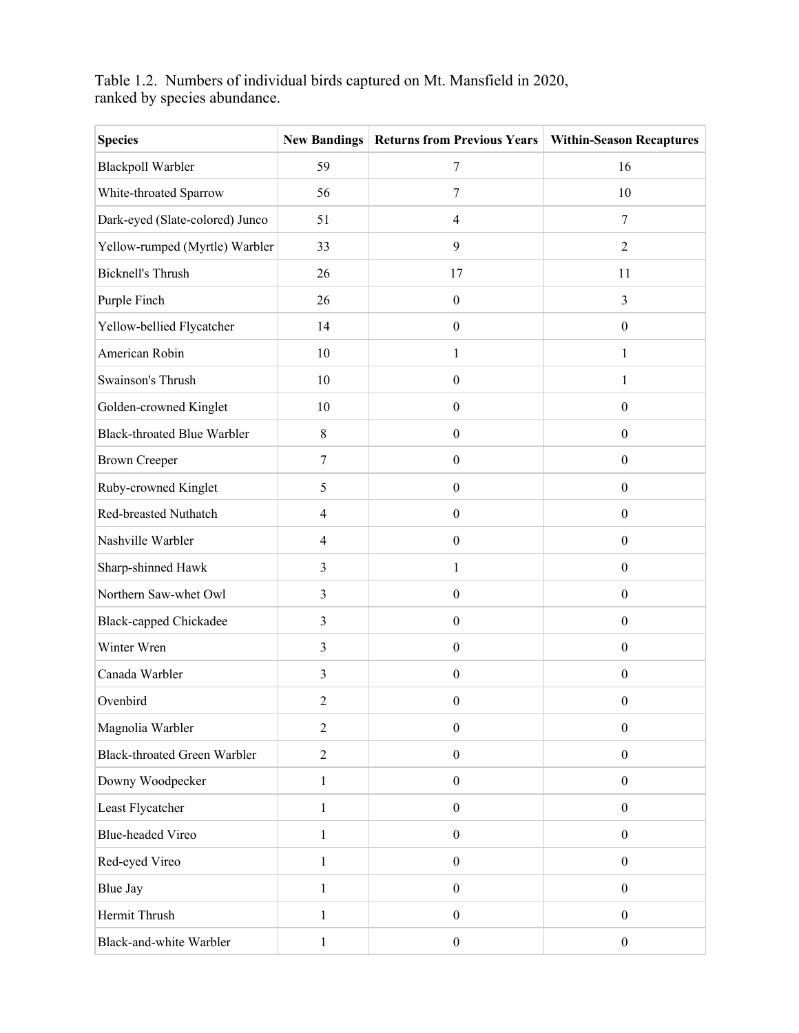Table 1.2. Numbers of individual birds captured on Mt. Mansfield in 2020, ranked by species abundance.

| Species | New Bandings | Returns from Previous Years | Within-Season Recaptures |
|---|---|---|---|
| Blackpoll Warbler | 59 | 7 | 16 |
| White-throated Sparrow | 56 | 7 | 10 |
| Dark-eyed (Slate-colored) Junco | 51 | 4 | 7 |
| Yellow-rumped (Myrtle) Warbler | 33 | 9 | 2 |
| Bicknell's Thrush | 26 | 17 | 11 |
| Purple Finch | 26 | 0 | 3 |
| Yellow-bellied Flycatcher | 14 | 0 | 0 |
| American Robin | 10 | 1 | 1 |
| Swainson's Thrush | 10 | 0 | 1 |
| Golden-crowned Kinglet | 10 | 0 | 0 |
| Black-throated Blue Warbler | 8 | 0 | 0 |
| Brown Creeper | 7 | 0 | 0 |
| Ruby-crowned Kinglet | 5 | 0 | 0 |
| Red-breasted Nuthatch | 4 | 0 | 0 |
| Nashville Warbler | 4 | 0 | 0 |
| Sharp-shinned Hawk | 3 | 1 | 0 |
| Northern Saw-whet Owl | 3 | 0 | 0 |
| Black-capped Chickadee | 3 | 0 | 0 |
| Winter Wren | 3 | 0 | 0 |
| Canada Warbler | 3 | 0 | 0 |
| Ovenbird | 2 | 0 | 0 |
| Magnolia Warbler | 2 | 0 | 0 |
| Black-throated Green Warbler | 2 | 0 | 0 |
| Downy Woodpecker | 1 | 0 | 0 |
| Least Flycatcher | 1 | 0 | 0 |
| Blue-headed Vireo | 1 | 0 | 0 |
| Red-eyed Vireo | 1 | 0 | 0 |
| Blue Jay | 1 | 0 | 0 |
| Hermit Thrush | 1 | 0 | 0 |
| Black-and-white Warbler | 1 | 0 | 0 |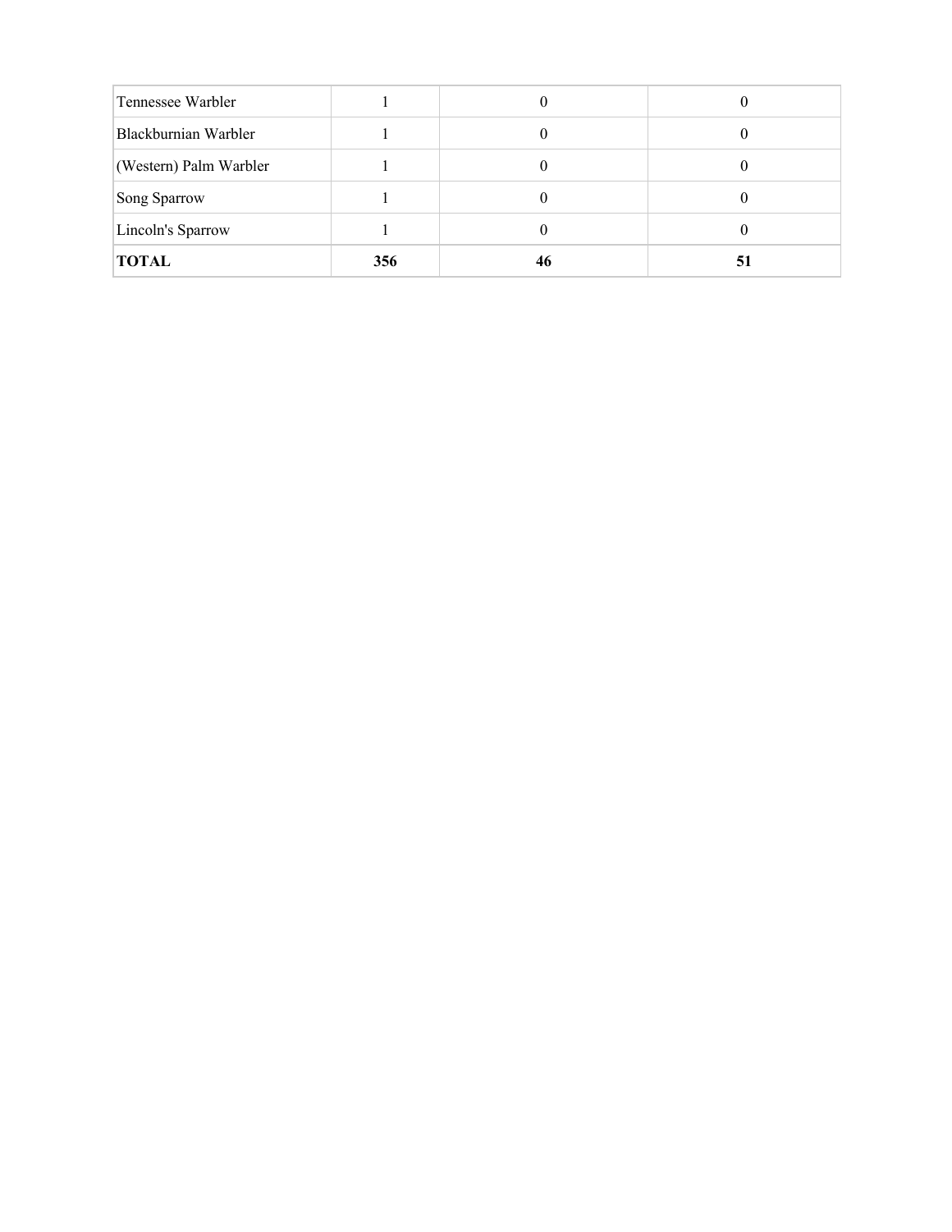| | | | |
|---|---|---|---|
| Tennessee Warbler | 1 | 0 | 0 |
| Blackburnian Warbler | 1 | 0 | 0 |
| (Western) Palm Warbler | 1 | 0 | 0 |
| Song Sparrow | 1 | 0 | 0 |
| Lincoln's Sparrow | 1 | 0 | 0 |
| **TOTAL** | **356** | **46** | **51** |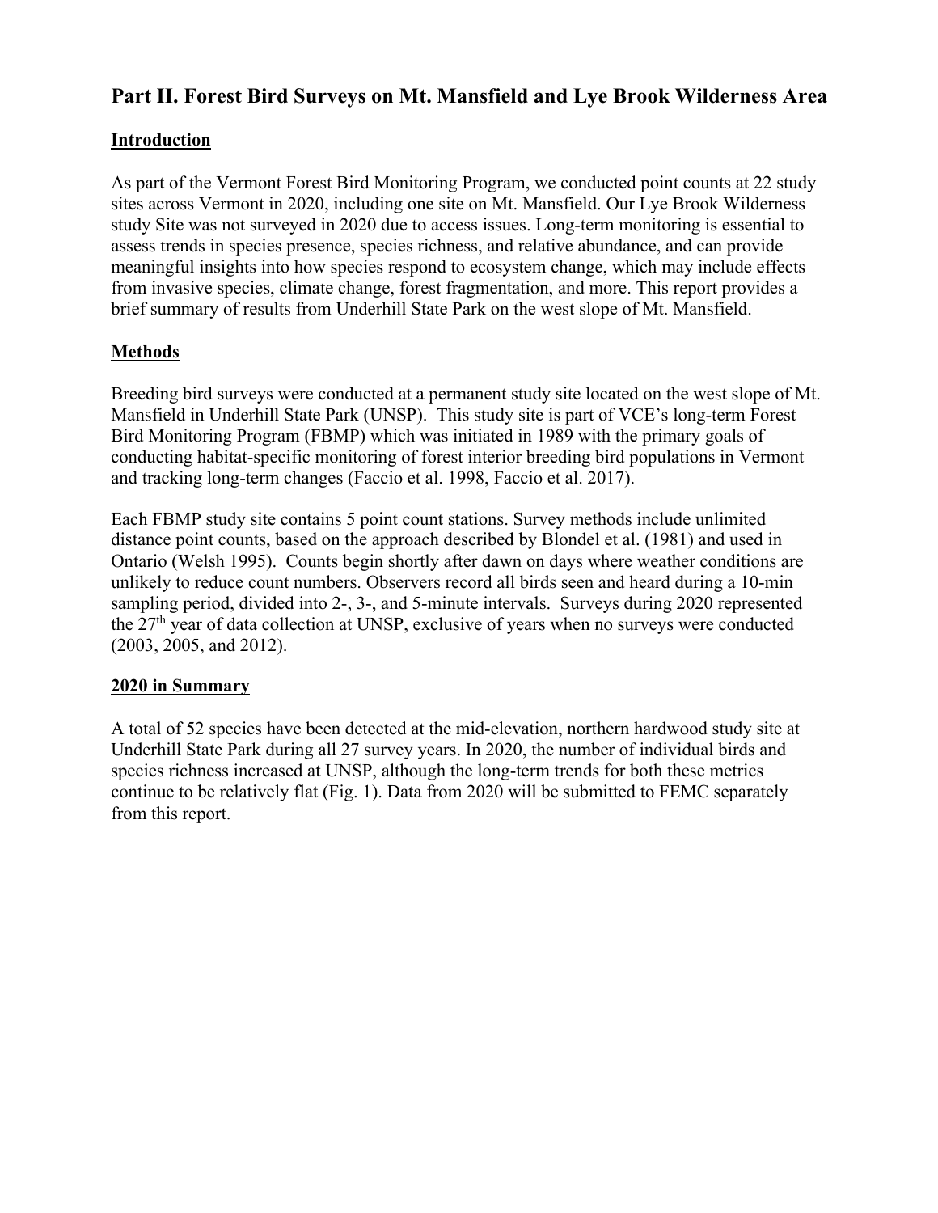## Part II. Forest Bird Surveys on Mt. Mansfield and Lye Brook Wilderness Area

### Introduction

As part of the Vermont Forest Bird Monitoring Program, we conducted point counts at 22 study sites across Vermont in 2020, including one site on Mt. Mansfield. Our Lye Brook Wilderness study Site was not surveyed in 2020 due to access issues. Long-term monitoring is essential to assess trends in species presence, species richness, and relative abundance, and can provide meaningful insights into how species respond to ecosystem change, which may include effects from invasive species, climate change, forest fragmentation, and more. This report provides a brief summary of results from Underhill State Park on the west slope of Mt. Mansfield.

### Methods

Breeding bird surveys were conducted at a permanent study site located on the west slope of Mt. Mansfield in Underhill State Park (UNSP). This study site is part of VCE's long-term Forest Bird Monitoring Program (FBMP) which was initiated in 1989 with the primary goals of conducting habitat-specific monitoring of forest interior breeding bird populations in Vermont and tracking long-term changes (Faccio et al. 1998, Faccio et al. 2017).

Each FBMP study site contains 5 point count stations. Survey methods include unlimited distance point counts, based on the approach described by Blondel et al. (1981) and used in Ontario (Welsh 1995). Counts begin shortly after dawn on days where weather conditions are unlikely to reduce count numbers. Observers record all birds seen and heard during a 10-min sampling period, divided into 2-, 3-, and 5-minute intervals. Surveys during 2020 represented the 27th year of data collection at UNSP, exclusive of years when no surveys were conducted (2003, 2005, and 2012).

### 2020 in Summary

A total of 52 species have been detected at the mid-elevation, northern hardwood study site at Underhill State Park during all 27 survey years. In 2020, the number of individual birds and species richness increased at UNSP, although the long-term trends for both these metrics continue to be relatively flat (Fig. 1). Data from 2020 will be submitted to FEMC separately from this report.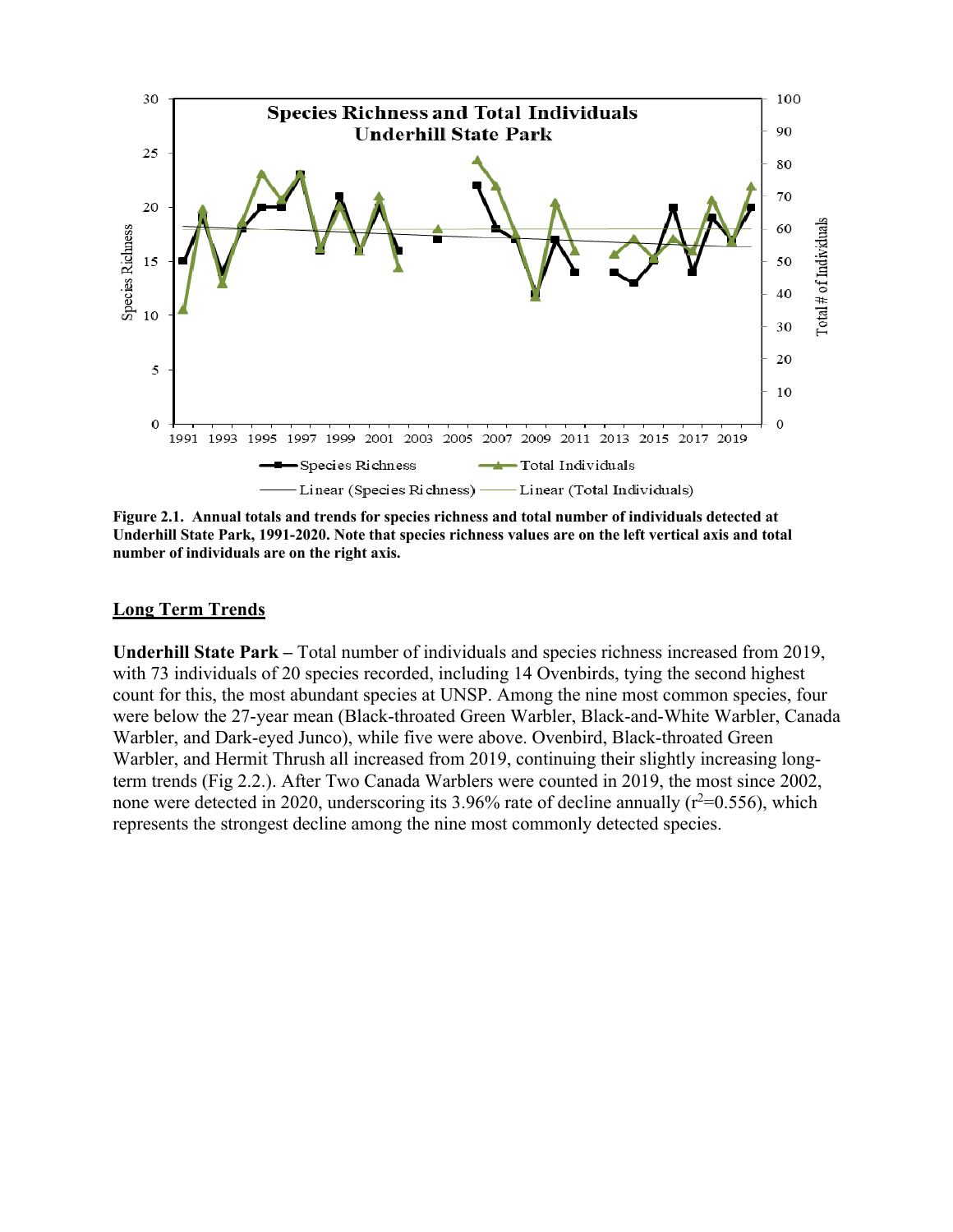**Figure 2.1. Annual totals and trends for species richness and total number of individuals detected at Underhill State Park, 1991-2020. Note that species richness values are on the left vertical axis and total number of individuals are on the right axis.**

## Long Term Trends

**Underhill State Park –** Total number of individuals and species richness increased from 2019, with 73 individuals of 20 species recorded, including 14 Ovenbirds, tying the second highest count for this, the most abundant species at UNSP. Among the nine most common species, four were below the 27-year mean (Black-throated Green Warbler, Black-and-White Warbler, Canada Warbler, and Dark-eyed Junco), while five were above. Ovenbird, Black-throated Green Warbler, and Hermit Thrush all increased from 2019, continuing their slightly increasing long-term trends (Fig 2.2.). After Two Canada Warblers were counted in 2019, the most since 2002, none were detected in 2020, underscoring its 3.96% rate of decline annually ($r^2$=0.556), which represents the strongest decline among the nine most commonly detected species.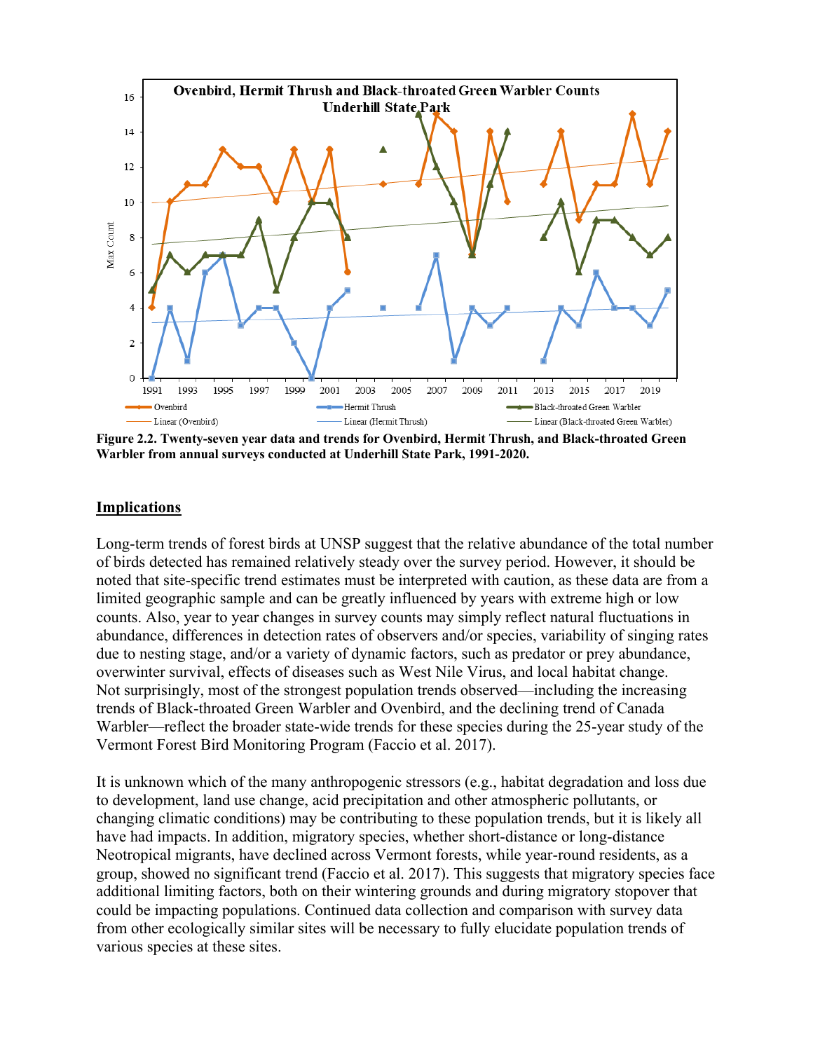**Figure 2.2. Twenty-seven year data and trends for Ovenbird, Hermit Thrush, and Black-throated Green Warbler from annual surveys conducted at Underhill State Park, 1991-2020.**

## Implications

Long-term trends of forest birds at UNSP suggest that the relative abundance of the total number of birds detected has remained relatively steady over the survey period. However, it should be noted that site-specific trend estimates must be interpreted with caution, as these data are from a limited geographic sample and can be greatly influenced by years with extreme high or low counts. Also, year to year changes in survey counts may simply reflect natural fluctuations in abundance, differences in detection rates of observers and/or species, variability of singing rates due to nesting stage, and/or a variety of dynamic factors, such as predator or prey abundance, overwinter survival, effects of diseases such as West Nile Virus, and local habitat change. Not surprisingly, most of the strongest population trends observed—including the increasing trends of Black-throated Green Warbler and Ovenbird, and the declining trend of Canada Warbler—reflect the broader state-wide trends for these species during the 25-year study of the Vermont Forest Bird Monitoring Program (Faccio et al. 2017).

It is unknown which of the many anthropogenic stressors (e.g., habitat degradation and loss due to development, land use change, acid precipitation and other atmospheric pollutants, or changing climatic conditions) may be contributing to these population trends, but it is likely all have had impacts. In addition, migratory species, whether short-distance or long-distance Neotropical migrants, have declined across Vermont forests, while year-round residents, as a group, showed no significant trend (Faccio et al. 2017). This suggests that migratory species face additional limiting factors, both on their wintering grounds and during migratory stopover that could be impacting populations. Continued data collection and comparison with survey data from other ecologically similar sites will be necessary to fully elucidate population trends of various species at these sites.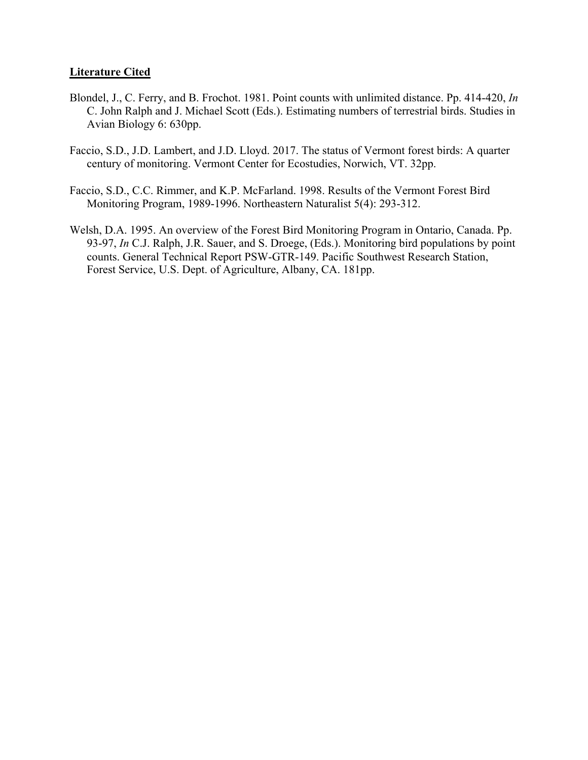**Literature Cited**

Blondel, J., C. Ferry, and B. Frochot. 1981. Point counts with unlimited distance. Pp. 414-420, *In* C. John Ralph and J. Michael Scott (Eds.). Estimating numbers of terrestrial birds. Studies in Avian Biology 6: 630pp.

Faccio, S.D., J.D. Lambert, and J.D. Lloyd. 2017. The status of Vermont forest birds: A quarter century of monitoring. Vermont Center for Ecostudies, Norwich, VT. 32pp.

Faccio, S.D., C.C. Rimmer, and K.P. McFarland. 1998. Results of the Vermont Forest Bird Monitoring Program, 1989-1996. Northeastern Naturalist 5(4): 293-312.

Welsh, D.A. 1995. An overview of the Forest Bird Monitoring Program in Ontario, Canada. Pp. 93-97, *In* C.J. Ralph, J.R. Sauer, and S. Droege, (Eds.). Monitoring bird populations by point counts. General Technical Report PSW-GTR-149. Pacific Southwest Research Station, Forest Service, U.S. Dept. of Agriculture, Albany, CA. 181pp.